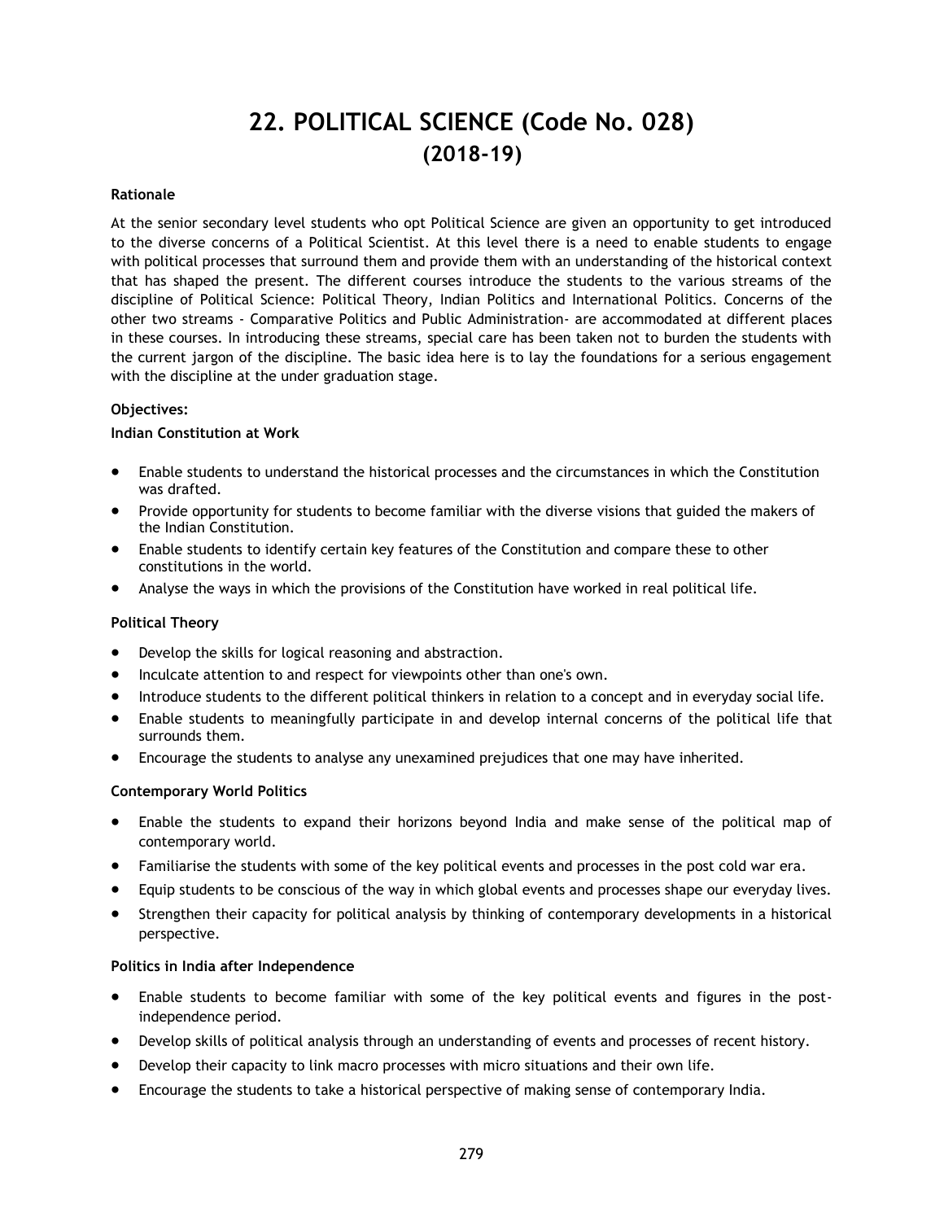# 22. POLITICAL SCIENCE (Code No. 028)
# (2018-19)

**Rationale**

At the senior secondary level students who opt Political Science are given an opportunity to get introduced to the diverse concerns of a Political Scientist. At this level there is a need to enable students to engage with political processes that surround them and provide them with an understanding of the historical context that has shaped the present. The different courses introduce the students to the various streams of the discipline of Political Science: Political Theory, Indian Politics and International Politics. Concerns of the other two streams - Comparative Politics and Public Administration- are accommodated at different places in these courses. In introducing these streams, special care has been taken not to burden the students with the current jargon of the discipline. The basic idea here is to lay the foundations for a serious engagement with the discipline at the under graduation stage.

**Objectives:**

**Indian Constitution at Work**

- Enable students to understand the historical processes and the circumstances in which the Constitution was drafted.
- Provide opportunity for students to become familiar with the diverse visions that guided the makers of the Indian Constitution.
- Enable students to identify certain key features of the Constitution and compare these to other constitutions in the world.
- Analyse the ways in which the provisions of the Constitution have worked in real political life.

**Political Theory**

- Develop the skills for logical reasoning and abstraction.
- Inculcate attention to and respect for viewpoints other than one's own.
- Introduce students to the different political thinkers in relation to a concept and in everyday social life.
- Enable students to meaningfully participate in and develop internal concerns of the political life that surrounds them.
- Encourage the students to analyse any unexamined prejudices that one may have inherited.

**Contemporary World Politics**

- Enable the students to expand their horizons beyond India and make sense of the political map of contemporary world.
- Familiarise the students with some of the key political events and processes in the post cold war era.
- Equip students to be conscious of the way in which global events and processes shape our everyday lives.
- Strengthen their capacity for political analysis by thinking of contemporary developments in a historical perspective.

**Politics in India after Independence**

- Enable students to become familiar with some of the key political events and figures in the post-independence period.
- Develop skills of political analysis through an understanding of events and processes of recent history.
- Develop their capacity to link macro processes with micro situations and their own life.
- Encourage the students to take a historical perspective of making sense of contemporary India.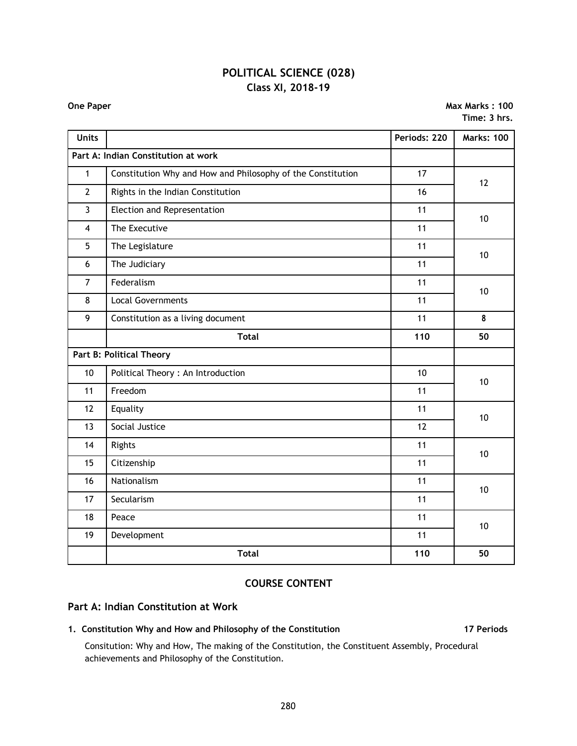# POLITICAL SCIENCE (028)
## Class XI, 2018-19

**One Paper** **Max Marks : 100**
**Time: 3 hrs.**

| Units | | Periods: 220 | Marks: 100 |
|---|---|---|---|
| **Part A: Indian Constitution at work** | | | |
| 1 | Constitution Why and How and Philosophy of the Constitution | 17 | 12 |
| 2 | Rights in the Indian Constitution | 16 | |
| 3 | Election and Representation | 11 | 10 |
| 4 | The Executive | 11 | |
| 5 | The Legislature | 11 | 10 |
| 6 | The Judiciary | 11 | |
| 7 | Federalism | 11 | 10 |
| 8 | Local Governments | 11 | |
| 9 | Constitution as a living document | 11 | **8** |
| | **Total** | **110** | **50** |
| **Part B: Political Theory** | | | |
| 10 | Political Theory : An Introduction | 10 | 10 |
| 11 | Freedom | 11 | |
| 12 | Equality | 11 | 10 |
| 13 | Social Justice | 12 | |
| 14 | Rights | 11 | 10 |
| 15 | Citizenship | 11 | |
| 16 | Nationalism | 11 | 10 |
| 17 | Secularism | 11 | |
| 18 | Peace | 11 | 10 |
| 19 | Development | 11 | |
| | **Total** | **110** | **50** |

## COURSE CONTENT

## Part A: Indian Constitution at Work

**1. Constitution Why and How and Philosophy of the Constitution** **17 Periods**

Consitution: Why and How, The making of the Constitution, the Constituent Assembly, Procedural achievements and Philosophy of the Constitution.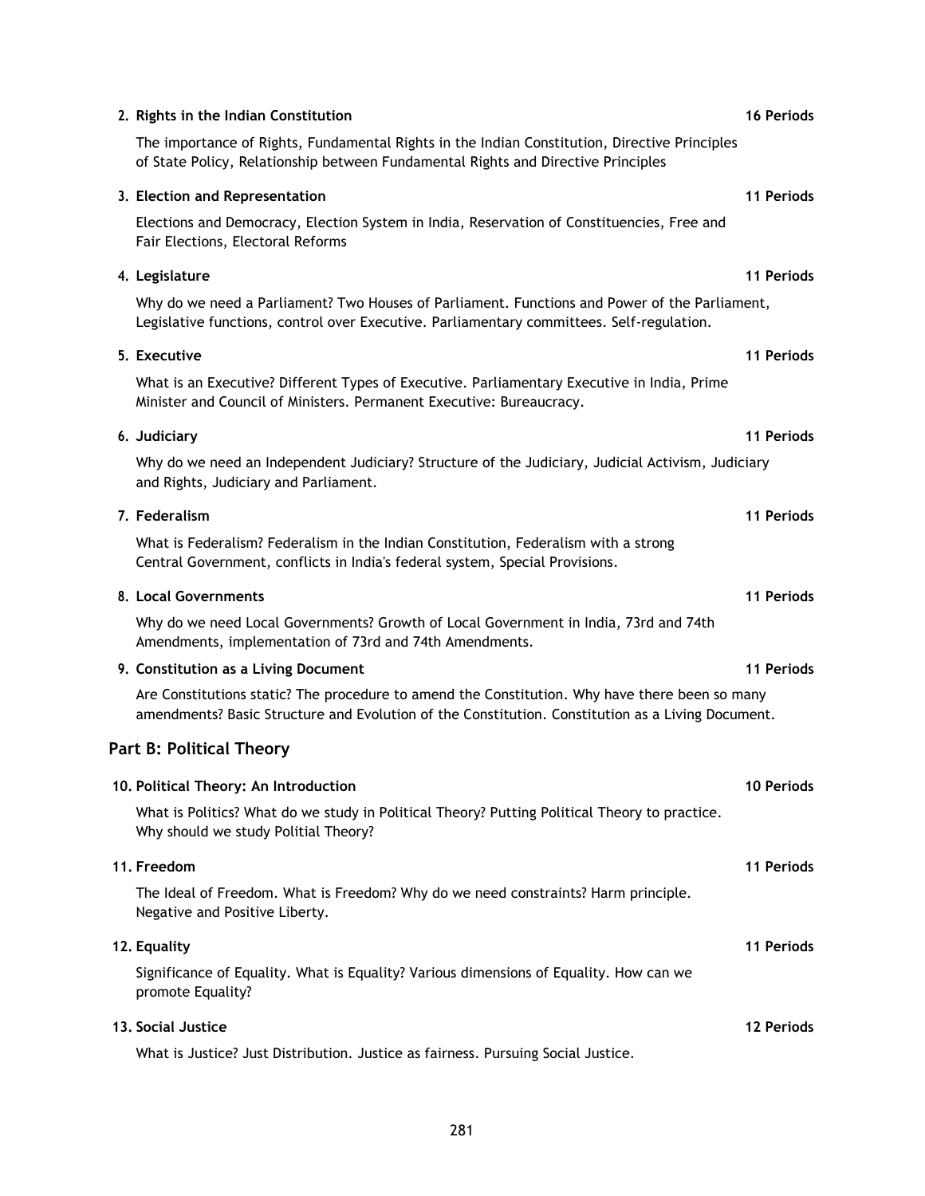**2. Rights in the Indian Constitution** **16 Periods**

The importance of Rights, Fundamental Rights in the Indian Constitution, Directive Principles of State Policy, Relationship between Fundamental Rights and Directive Principles

**3. Election and Representation** **11 Periods**

Elections and Democracy, Election System in India, Reservation of Constituencies, Free and Fair Elections, Electoral Reforms

**4. Legislature** **11 Periods**

Why do we need a Parliament? Two Houses of Parliament. Functions and Power of the Parliament, Legislative functions, control over Executive. Parliamentary committees. Self-regulation.

**5. Executive** **11 Periods**

What is an Executive? Different Types of Executive. Parliamentary Executive in India, Prime Minister and Council of Ministers. Permanent Executive: Bureaucracy.

**6. Judiciary** **11 Periods**

Why do we need an Independent Judiciary? Structure of the Judiciary, Judicial Activism, Judiciary and Rights, Judiciary and Parliament.

**7. Federalism** **11 Periods**

What is Federalism? Federalism in the Indian Constitution, Federalism with a strong Central Government, conflicts in India's federal system, Special Provisions.

**8. Local Governments** **11 Periods**

Why do we need Local Governments? Growth of Local Government in India, 73rd and 74th Amendments, implementation of 73rd and 74th Amendments.

**9. Constitution as a Living Document** **11 Periods**

Are Constitutions static? The procedure to amend the Constitution. Why have there been so many amendments? Basic Structure and Evolution of the Constitution. Constitution as a Living Document.

## Part B: Political Theory

**10. Political Theory: An Introduction** **10 Periods**

What is Politics? What do we study in Political Theory? Putting Political Theory to practice. Why should we study Politial Theory?

**11. Freedom** **11 Periods**

The Ideal of Freedom. What is Freedom? Why do we need constraints? Harm principle. Negative and Positive Liberty.

**12. Equality** **11 Periods**

Significance of Equality. What is Equality? Various dimensions of Equality. How can we promote Equality?

**13. Social Justice** **12 Periods**

What is Justice? Just Distribution. Justice as fairness. Pursuing Social Justice.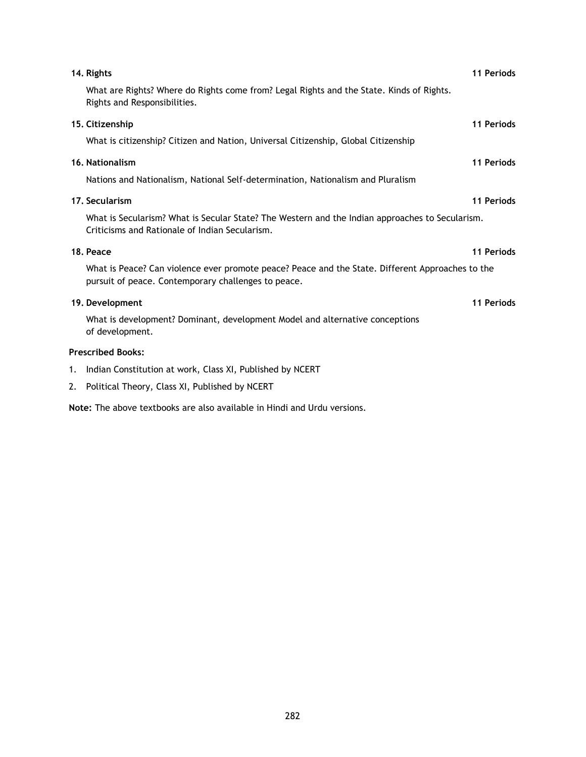**14. Rights** **11 Periods**

What are Rights? Where do Rights come from? Legal Rights and the State. Kinds of Rights. Rights and Responsibilities.

**15. Citizenship** **11 Periods**

What is citizenship? Citizen and Nation, Universal Citizenship, Global Citizenship

**16. Nationalism** **11 Periods**

Nations and Nationalism, National Self-determination, Nationalism and Pluralism

**17. Secularism** **11 Periods**

What is Secularism? What is Secular State? The Western and the Indian approaches to Secularism. Criticisms and Rationale of Indian Secularism.

**18. Peace** **11 Periods**

What is Peace? Can violence ever promote peace? Peace and the State. Different Approaches to the pursuit of peace. Contemporary challenges to peace.

**19. Development** **11 Periods**

What is development? Dominant, development Model and alternative conceptions of development.

**Prescribed Books:**

1. Indian Constitution at work, Class XI, Published by NCERT
2. Political Theory, Class XI, Published by NCERT

**Note:** The above textbooks are also available in Hindi and Urdu versions.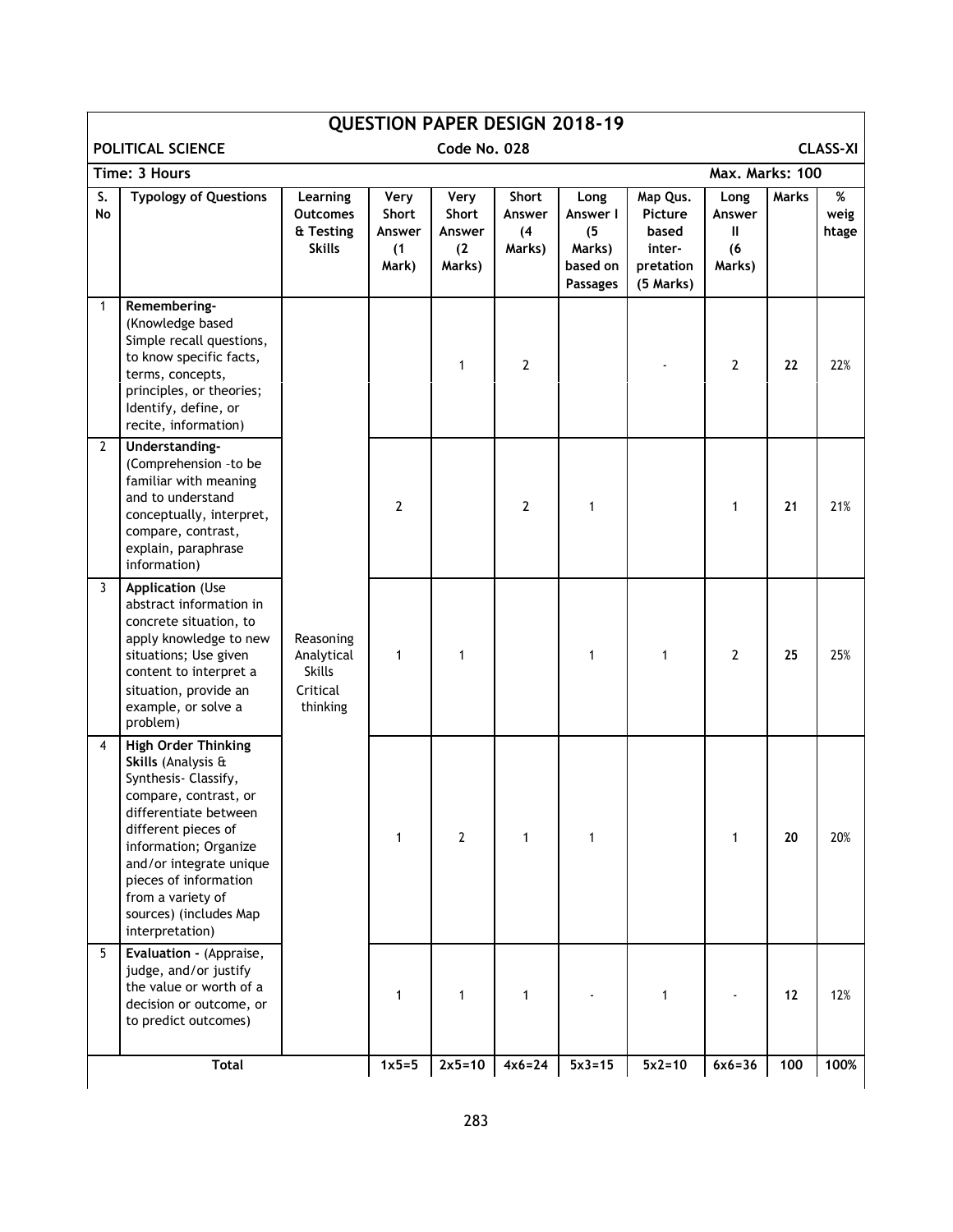# QUESTION PAPER DESIGN 2018-19

**POLITICAL SCIENCE** **Code No. 028** **CLASS-XI**

**Time: 3 Hours** **Max. Marks: 100**

| S. No | Typology of Questions | Learning Outcomes & Testing Skills | Very Short Answer (1 Mark) | Very Short Answer (2 Marks) | Short Answer (4 Marks) | Long Answer I (5 Marks) based on Passages | Map Qus. Picture based inter-pretation (5 Marks) | Long Answer II (6 Marks) | Marks | % weig htage |
|---|---|---|---|---|---|---|---|---|---|---|
| 1 | **Remembering-** (Knowledge based Simple recall questions, to know specific facts, terms, concepts, principles, or theories; Identify, define, or recite, information) | Reasoning Analytical Skills Critical thinking | | 1 | 2 | | - | 2 | 22 | 22% |
| 2 | **Understanding-** (Comprehension –to be familiar with meaning and to understand conceptually, interpret, compare, contrast, explain, paraphrase information) | | 2 | | 2 | 1 | | 1 | 21 | 21% |
| 3 | **Application** (Use abstract information in concrete situation, to apply knowledge to new situations; Use given content to interpret a situation, provide an example, or solve a problem) | | 1 | 1 | | 1 | 1 | 2 | 25 | 25% |
| 4 | **High Order Thinking Skills** (Analysis & Synthesis- Classify, compare, contrast, or differentiate between different pieces of information; Organize and/or integrate unique pieces of information from a variety of sources) (includes Map interpretation) | | 1 | 2 | 1 | 1 | | 1 | 20 | 20% |
| 5 | **Evaluation -** (Appraise, judge, and/or justify the value or worth of a decision or outcome, or to predict outcomes) | | 1 | 1 | 1 | - | 1 | - | 12 | 12% |
| | **Total** | | 1x5=5 | 2x5=10 | 4x6=24 | 5x3=15 | 5x2=10 | 6x6=36 | 100 | 100% |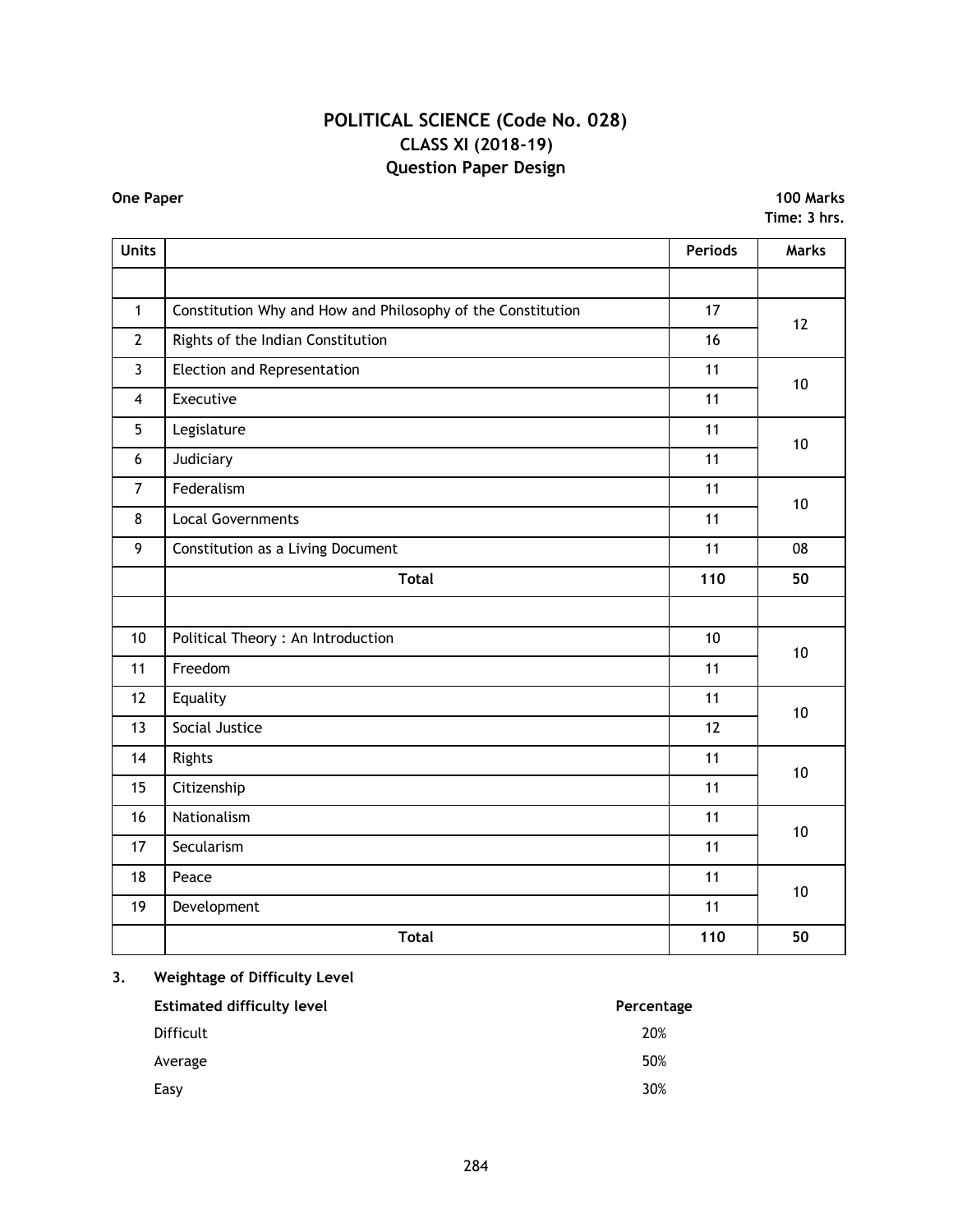# POLITICAL SCIENCE (Code No. 028)
## CLASS XI (2018-19)
## Question Paper Design

**One Paper** **100 Marks**
**Time: 3 hrs.**

| Units | | Periods | Marks |
|---|---|---|---|
| | | | |
| 1 | Constitution Why and How and Philosophy of the Constitution | 17 | 12 |
| 2 | Rights of the Indian Constitution | 16 | |
| 3 | Election and Representation | 11 | 10 |
| 4 | Executive | 11 | |
| 5 | Legislature | 11 | 10 |
| 6 | Judiciary | 11 | |
| 7 | Federalism | 11 | 10 |
| 8 | Local Governments | 11 | |
| 9 | Constitution as a Living Document | 11 | 08 |
| | **Total** | **110** | **50** |
| | | | |
| 10 | Political Theory : An Introduction | 10 | 10 |
| 11 | Freedom | 11 | |
| 12 | Equality | 11 | 10 |
| 13 | Social Justice | 12 | |
| 14 | Rights | 11 | 10 |
| 15 | Citizenship | 11 | |
| 16 | Nationalism | 11 | 10 |
| 17 | Secularism | 11 | |
| 18 | Peace | 11 | 10 |
| 19 | Development | 11 | |
| | **Total** | **110** | **50** |

**3. Weightage of Difficulty Level**

| Estimated difficulty level | Percentage |
|---|---|
| Difficult | 20% |
| Average | 50% |
| Easy | 30% |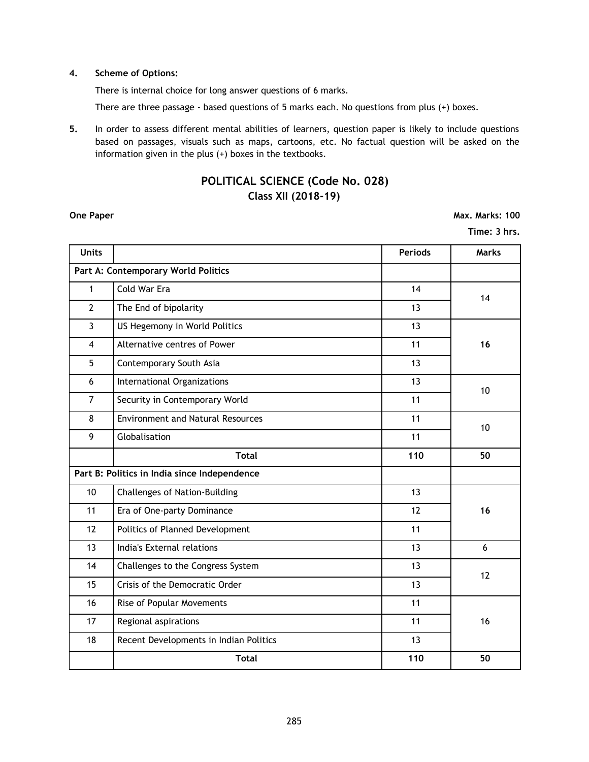**4. Scheme of Options:**

There is internal choice for long answer questions of 6 marks.

There are three passage - based questions of 5 marks each. No questions from plus (+) boxes.

**5.** In order to assess different mental abilities of learners, question paper is likely to include questions based on passages, visuals such as maps, cartoons, etc. No factual question will be asked on the information given in the plus (+) boxes in the textbooks.

## POLITICAL SCIENCE (Code No. 028)
### Class XII (2018-19)

**One Paper** **Max. Marks: 100**

**Time: 3 hrs.**

| Units | | Periods | Marks |
|---|---|---|---|
| **Part A: Contemporary World Politics** | | | |
| 1 | Cold War Era | 14 | 14 |
| 2 | The End of bipolarity | 13 | |
| 3 | US Hegemony in World Politics | 13 | **16** |
| 4 | Alternative centres of Power | 11 | |
| 5 | Contemporary South Asia | 13 | |
| 6 | International Organizations | 13 | 10 |
| 7 | Security in Contemporary World | 11 | |
| 8 | Environment and Natural Resources | 11 | 10 |
| 9 | Globalisation | 11 | |
| | **Total** | **110** | **50** |
| **Part B: Politics in India since Independence** | | | |
| 10 | Challenges of Nation-Building | 13 | **16** |
| 11 | Era of One-party Dominance | 12 | |
| 12 | Politics of Planned Development | 11 | |
| 13 | India's External relations | 13 | 6 |
| 14 | Challenges to the Congress System | 13 | 12 |
| 15 | Crisis of the Democratic Order | 13 | |
| 16 | Rise of Popular Movements | 11 | 16 |
| 17 | Regional aspirations | 11 | |
| 18 | Recent Developments in Indian Politics | 13 | |
| | **Total** | **110** | **50** |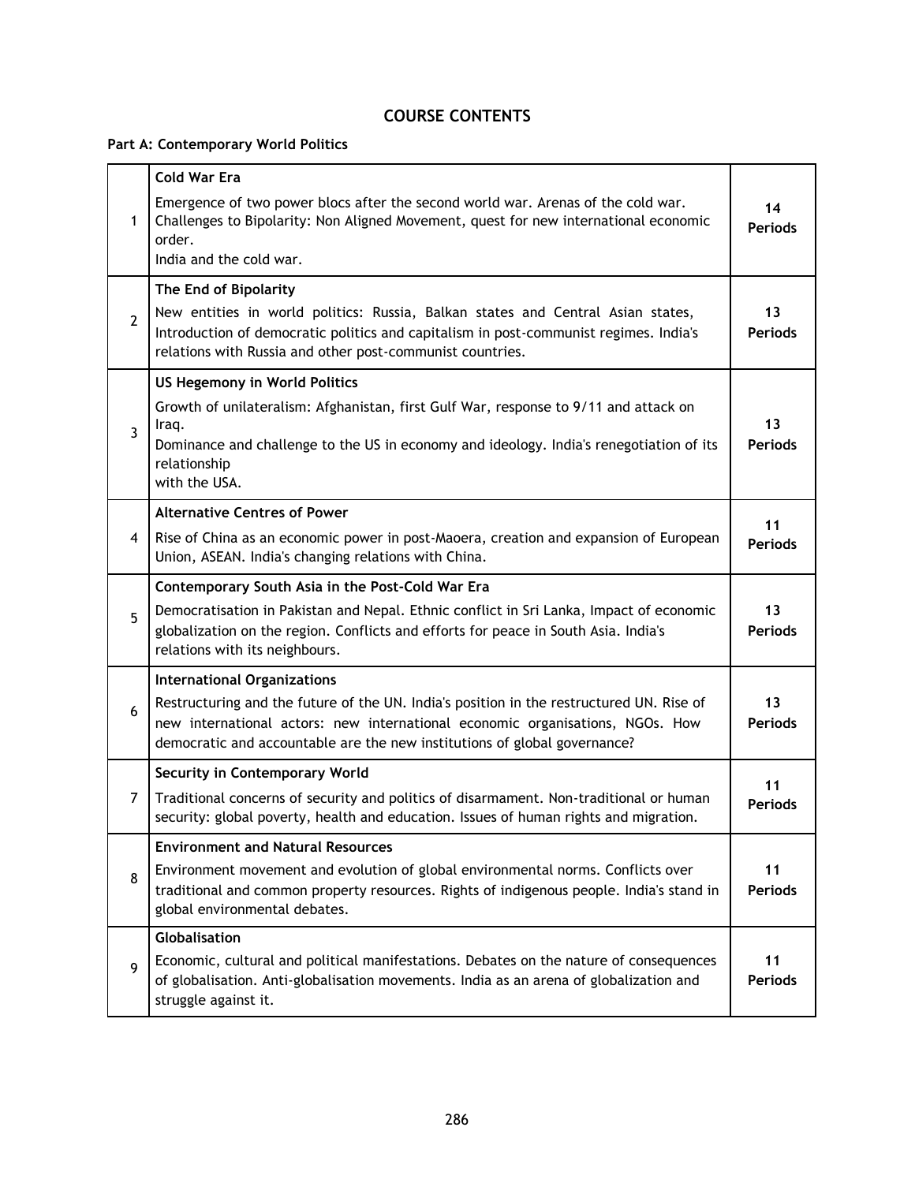## COURSE CONTENTS

**Part A: Contemporary World Politics**

| | | |
|---|---|---|
| 1 | **Cold War Era**<br>Emergence of two power blocs after the second world war. Arenas of the cold war. Challenges to Bipolarity: Non Aligned Movement, quest for new international economic order.<br>India and the cold war. | **14 Periods** |
| 2 | **The End of Bipolarity**<br>New entities in world politics: Russia, Balkan states and Central Asian states, Introduction of democratic politics and capitalism in post-communist regimes. India's relations with Russia and other post-communist countries. | **13 Periods** |
| 3 | **US Hegemony in World Politics**<br>Growth of unilateralism: Afghanistan, first Gulf War, response to 9/11 and attack on Iraq.<br>Dominance and challenge to the US in economy and ideology. India's renegotiation of its relationship<br>with the USA. | **13 Periods** |
| 4 | **Alternative Centres of Power**<br>Rise of China as an economic power in post-Maoera, creation and expansion of European Union, ASEAN. India's changing relations with China. | **11 Periods** |
| 5 | **Contemporary South Asia in the Post-Cold War Era**<br>Democratisation in Pakistan and Nepal. Ethnic conflict in Sri Lanka, Impact of economic globalization on the region. Conflicts and efforts for peace in South Asia. India's relations with its neighbours. | **13 Periods** |
| 6 | **International Organizations**<br>Restructuring and the future of the UN. India's position in the restructured UN. Rise of new international actors: new international economic organisations, NGOs. How democratic and accountable are the new institutions of global governance? | **13 Periods** |
| 7 | **Security in Contemporary World**<br>Traditional concerns of security and politics of disarmament. Non-traditional or human security: global poverty, health and education. Issues of human rights and migration. | **11 Periods** |
| 8 | **Environment and Natural Resources**<br>Environment movement and evolution of global environmental norms. Conflicts over traditional and common property resources. Rights of indigenous people. India's stand in global environmental debates. | **11 Periods** |
| 9 | **Globalisation**<br>Economic, cultural and political manifestations. Debates on the nature of consequences of globalisation. Anti-globalisation movements. India as an arena of globalization and struggle against it. | **11 Periods** |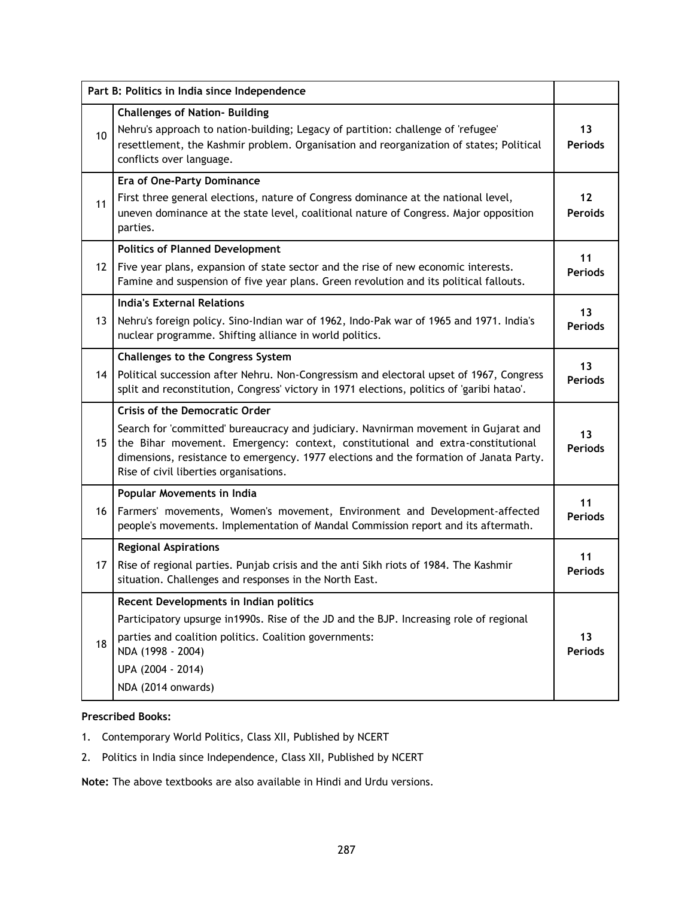| | Part B: Politics in India since Independence | |
|---|---|---|
| 10 | **Challenges of Nation- Building**<br>Nehru's approach to nation-building; Legacy of partition: challenge of 'refugee' resettlement, the Kashmir problem. Organisation and reorganization of states; Political conflicts over language. | **13 Periods** |
| 11 | **Era of One-Party Dominance**<br>First three general elections, nature of Congress dominance at the national level, uneven dominance at the state level, coalitional nature of Congress. Major opposition parties. | **12 Peroids** |
| 12 | **Politics of Planned Development**<br>Five year plans, expansion of state sector and the rise of new economic interests. Famine and suspension of five year plans. Green revolution and its political fallouts. | **11 Periods** |
| 13 | **India's External Relations**<br>Nehru's foreign policy. Sino-Indian war of 1962, Indo-Pak war of 1965 and 1971. India's nuclear programme. Shifting alliance in world politics. | **13 Periods** |
| 14 | **Challenges to the Congress System**<br>Political succession after Nehru. Non-Congressism and electoral upset of 1967, Congress split and reconstitution, Congress' victory in 1971 elections, politics of 'garibi hatao'. | **13 Periods** |
| 15 | **Crisis of the Democratic Order**<br>Search for 'committed' bureaucracy and judiciary. Navnirman movement in Gujarat and the Bihar movement. Emergency: context, constitutional and extra-constitutional dimensions, resistance to emergency. 1977 elections and the formation of Janata Party. Rise of civil liberties organisations. | **13 Periods** |
| 16 | **Popular Movements in India**<br>Farmers' movements, Women's movement, Environment and Development-affected people's movements. Implementation of Mandal Commission report and its aftermath. | **11 Periods** |
| 17 | **Regional Aspirations**<br>Rise of regional parties. Punjab crisis and the anti Sikh riots of 1984. The Kashmir situation. Challenges and responses in the North East. | **11 Periods** |
| 18 | **Recent Developments in Indian politics**<br>Participatory upsurge in1990s. Rise of the JD and the BJP. Increasing role of regional parties and coalition politics. Coalition governments:<br>NDA (1998 - 2004)<br>UPA (2004 - 2014)<br>NDA (2014 onwards) | **13 Periods** |

**Prescribed Books:**

1. Contemporary World Politics, Class XII, Published by NCERT
2. Politics in India since Independence, Class XII, Published by NCERT

**Note:** The above textbooks are also available in Hindi and Urdu versions.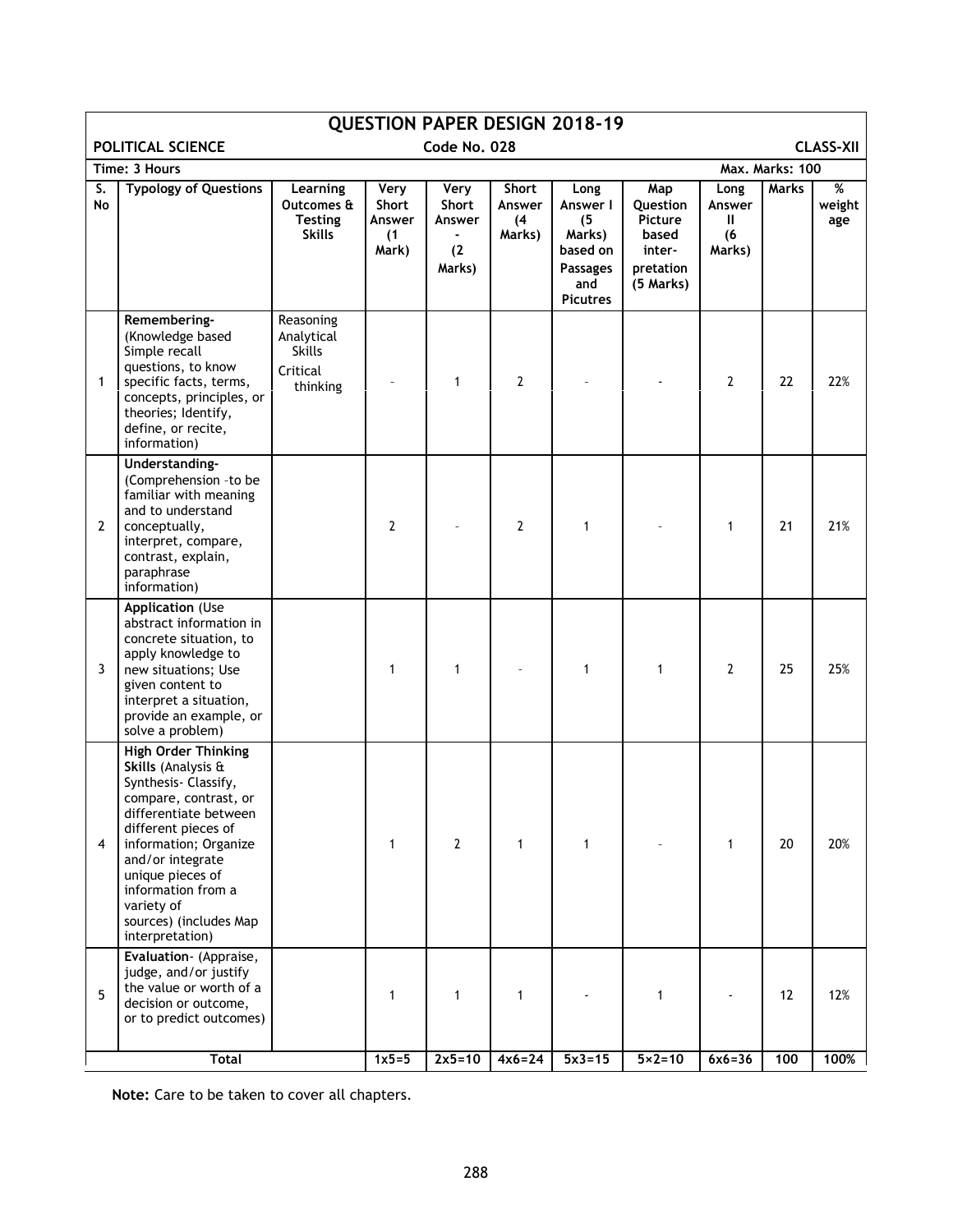# QUESTION PAPER DESIGN 2018-19

**POLITICAL SCIENCE** **Code No. 028** **CLASS-XII**

**Time: 3 Hours** **Max. Marks: 100**

| S. No | Typology of Questions | Learning Outcomes & Testing Skills | Very Short Answer (1 Mark) | Very Short Answer - (2 Marks) | Short Answer (4 Marks) | Long Answer I (5 Marks) based on Passages and Picutres | Map Question Picture based inter-pretation (5 Marks) | Long Answer II (6 Marks) | Marks | % weight age |
|---|---|---|---|---|---|---|---|---|---|---|
| 1 | **Remembering-** (Knowledge based Simple recall questions, to know specific facts, terms, concepts, principles, or theories; Identify, define, or recite, information) | Reasoning Analytical Skills Critical thinking | - | 1 | 2 | - | - | 2 | 22 | 22% |
| 2 | **Understanding-** (Comprehension –to be familiar with meaning and to understand conceptually, interpret, compare, contrast, explain, paraphrase information) | | 2 | - | 2 | 1 | - | 1 | 21 | 21% |
| 3 | **Application** (Use abstract information in concrete situation, to apply knowledge to new situations; Use given content to interpret a situation, provide an example, or solve a problem) | | 1 | 1 | - | 1 | 1 | 2 | 25 | 25% |
| 4 | **High Order Thinking Skills** (Analysis & Synthesis- Classify, compare, contrast, or differentiate between different pieces of information; Organize and/or integrate unique pieces of information from a variety of sources) (includes Map interpretation) | | 1 | 2 | 1 | 1 | - | 1 | 20 | 20% |
| 5 | **Evaluation**- (Appraise, judge, and/or justify the value or worth of a decision or outcome, or to predict outcomes) | | 1 | 1 | 1 | - | 1 | - | 12 | 12% |
| | **Total** | | 1x5=5 | 2x5=10 | 4x6=24 | 5x3=15 | 5×2=10 | 6x6=36 | 100 | 100% |

**Note:** Care to be taken to cover all chapters.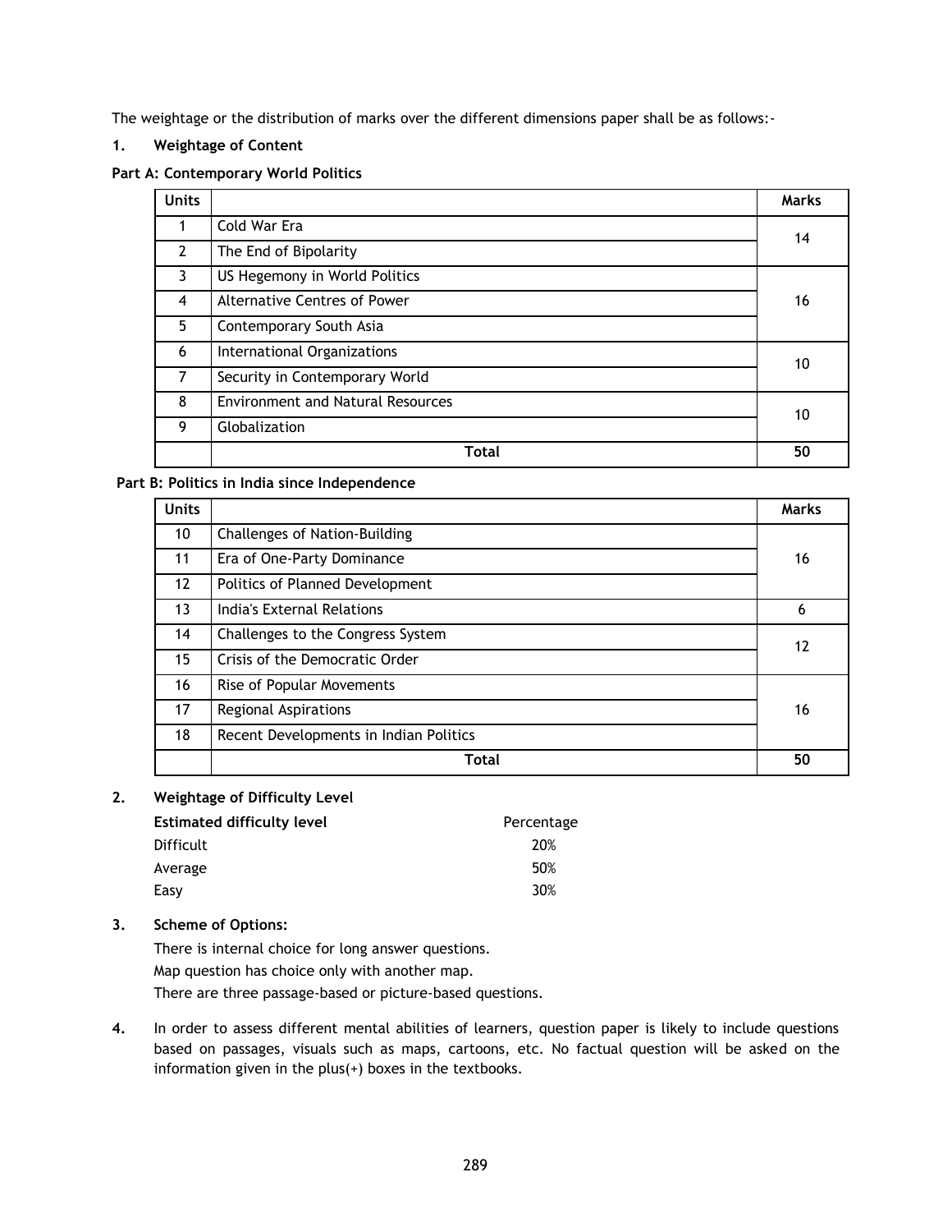The weightage or the distribution of marks over the different dimensions paper shall be as follows:-

**1. Weightage of Content**

**Part A: Contemporary World Politics**

| Units | | Marks |
|---|---|---|
| 1 | Cold War Era | 14 |
| 2 | The End of Bipolarity | |
| 3 | US Hegemony in World Politics | 16 |
| 4 | Alternative Centres of Power | |
| 5 | Contemporary South Asia | |
| 6 | International Organizations | 10 |
| 7 | Security in Contemporary World | |
| 8 | Environment and Natural Resources | 10 |
| 9 | Globalization | |
| | **Total** | **50** |

**Part B: Politics in India since Independence**

| Units | | Marks |
|---|---|---|
| 10 | Challenges of Nation-Building | 16 |
| 11 | Era of One-Party Dominance | |
| 12 | Politics of Planned Development | |
| 13 | India's External Relations | 6 |
| 14 | Challenges to the Congress System | 12 |
| 15 | Crisis of the Democratic Order | |
| 16 | Rise of Popular Movements | 16 |
| 17 | Regional Aspirations | |
| 18 | Recent Developments in Indian Politics | |
| | **Total** | **50** |

**2. Weightage of Difficulty Level**

| **Estimated difficulty level** | Percentage |
|---|---|
| Difficult | 20% |
| Average | 50% |
| Easy | 30% |

**3. Scheme of Options:**

There is internal choice for long answer questions.

Map question has choice only with another map.

There are three passage-based or picture-based questions.

**4.** In order to assess different mental abilities of learners, question paper is likely to include questions based on passages, visuals such as maps, cartoons, etc. No factual question will be asked on the information given in the plus(+) boxes in the textbooks.